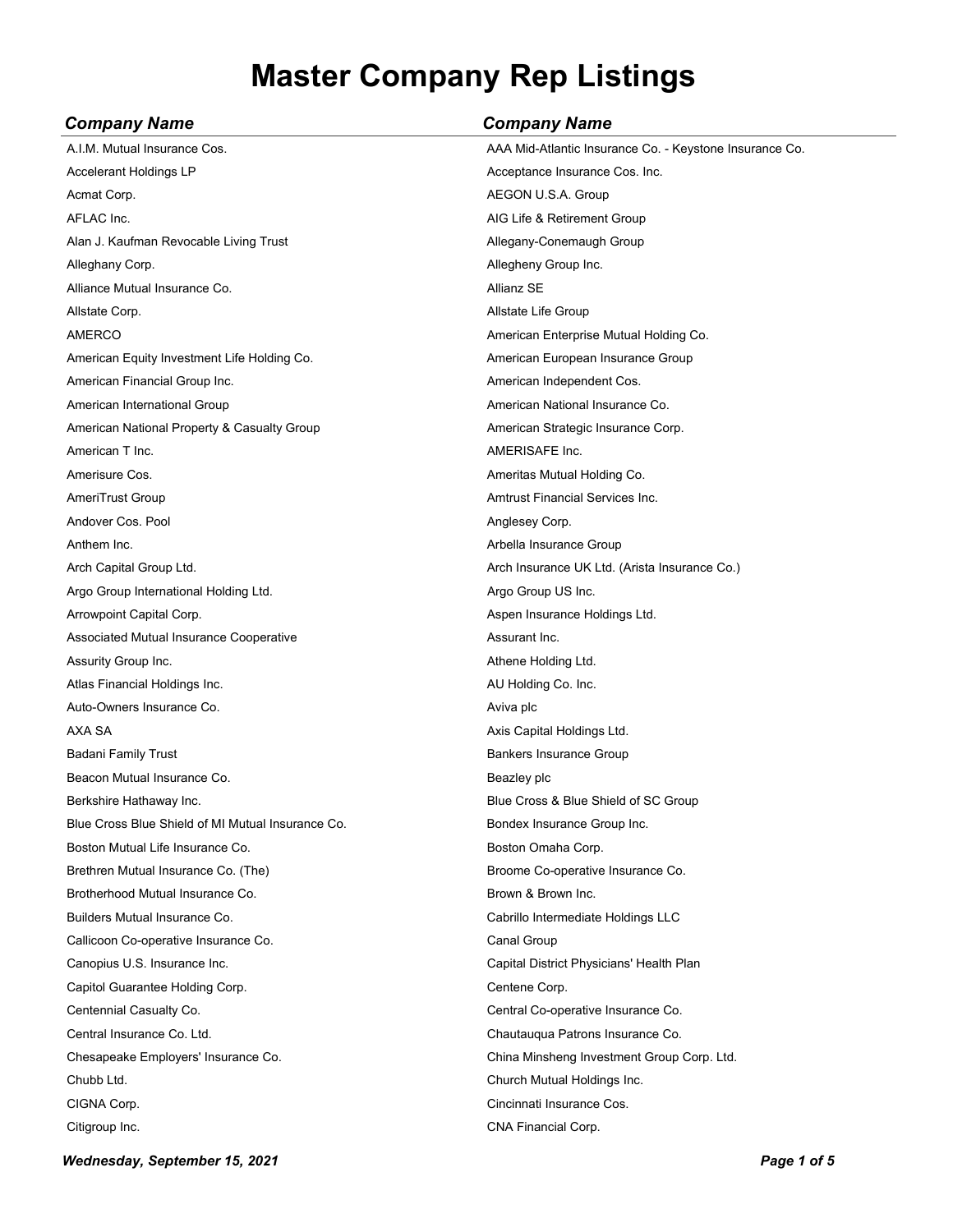# Master Company Rep Listings

| *Company Name* | *Company Name* |
| --- | --- |
| A.I.M. Mutual Insurance Cos. | AAA Mid-Atlantic Insurance Co. - Keystone Insurance Co. |
| Accelerant Holdings LP | Acceptance Insurance Cos. Inc. |
| Acmat Corp. | AEGON U.S.A. Group |
| AFLAC Inc. | AIG Life & Retirement Group |
| Alan J. Kaufman Revocable Living Trust | Allegany-Conemaugh Group |
| Alleghany Corp. | Allegheny Group Inc. |
| Alliance Mutual Insurance Co. | Allianz SE |
| Allstate Corp. | Allstate Life Group |
| AMERCO | American Enterprise Mutual Holding Co. |
| American Equity Investment Life Holding Co. | American European Insurance Group |
| American Financial Group Inc. | American Independent Cos. |
| American International Group | American National Insurance Co. |
| American National Property & Casualty Group | American Strategic Insurance Corp. |
| American T Inc. | AMERISAFE Inc. |
| Amerisure Cos. | Ameritas Mutual Holding Co. |
| AmeriTrust Group | Amtrust Financial Services Inc. |
| Andover Cos. Pool | Anglesey Corp. |
| Anthem Inc. | Arbella Insurance Group |
| Arch Capital Group Ltd. | Arch Insurance UK Ltd. (Arista Insurance Co.) |
| Argo Group International Holding Ltd. | Argo Group US Inc. |
| Arrowpoint Capital Corp. | Aspen Insurance Holdings Ltd. |
| Associated Mutual Insurance Cooperative | Assurant Inc. |
| Assurity Group Inc. | Athene Holding Ltd. |
| Atlas Financial Holdings Inc. | AU Holding Co. Inc. |
| Auto-Owners Insurance Co. | Aviva plc |
| AXA SA | Axis Capital Holdings Ltd. |
| Badani Family Trust | Bankers Insurance Group |
| Beacon Mutual Insurance Co. | Beazley plc |
| Berkshire Hathaway Inc. | Blue Cross & Blue Shield of SC Group |
| Blue Cross Blue Shield of MI Mutual Insurance Co. | Bondex Insurance Group Inc. |
| Boston Mutual Life Insurance Co. | Boston Omaha Corp. |
| Brethren Mutual Insurance Co. (The) | Broome Co-operative Insurance Co. |
| Brotherhood Mutual Insurance Co. | Brown & Brown Inc. |
| Builders Mutual Insurance Co. | Cabrillo Intermediate Holdings LLC |
| Callicoon Co-operative Insurance Co. | Canal Group |
| Canopius U.S. Insurance Inc. | Capital District Physicians' Health Plan |
| Capitol Guarantee Holding Corp. | Centene Corp. |
| Centennial Casualty Co. | Central Co-operative Insurance Co. |
| Central Insurance Co. Ltd. | Chautauqua Patrons Insurance Co. |
| Chesapeake Employers' Insurance Co. | China Minsheng Investment Group Corp. Ltd. |
| Chubb Ltd. | Church Mutual Holdings Inc. |
| CIGNA Corp. | Cincinnati Insurance Cos. |
| Citigroup Inc. | CNA Financial Corp. |

*Wednesday, September 15, 2021*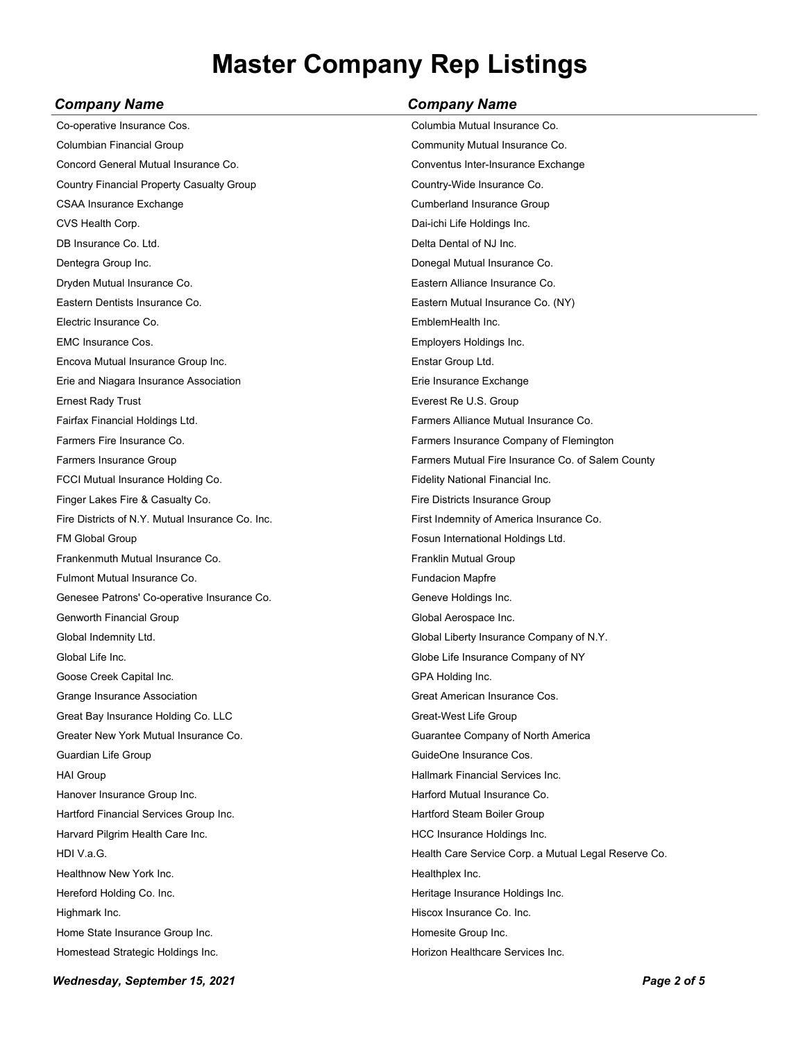# Master Company Rep Listings

| *Company Name* | *Company Name* |
|---|---|
| Co-operative Insurance Cos. | Columbia Mutual Insurance Co. |
| Columbian Financial Group | Community Mutual Insurance Co. |
| Concord General Mutual Insurance Co. | Conventus Inter-Insurance Exchange |
| Country Financial Property Casualty Group | Country-Wide Insurance Co. |
| CSAA Insurance Exchange | Cumberland Insurance Group |
| CVS Health Corp. | Dai-ichi Life Holdings Inc. |
| DB Insurance Co. Ltd. | Delta Dental of NJ Inc. |
| Dentegra Group Inc. | Donegal Mutual Insurance Co. |
| Dryden Mutual Insurance Co. | Eastern Alliance Insurance Co. |
| Eastern Dentists Insurance Co. | Eastern Mutual Insurance Co. (NY) |
| Electric Insurance Co. | EmblemHealth Inc. |
| EMC Insurance Cos. | Employers Holdings Inc. |
| Encova Mutual Insurance Group Inc. | Enstar Group Ltd. |
| Erie and Niagara Insurance Association | Erie Insurance Exchange |
| Ernest Rady Trust | Everest Re U.S. Group |
| Fairfax Financial Holdings Ltd. | Farmers Alliance Mutual Insurance Co. |
| Farmers Fire Insurance Co. | Farmers Insurance Company of Flemington |
| Farmers Insurance Group | Farmers Mutual Fire Insurance Co. of Salem County |
| FCCI Mutual Insurance Holding Co. | Fidelity National Financial Inc. |
| Finger Lakes Fire & Casualty Co. | Fire Districts Insurance Group |
| Fire Districts of N.Y. Mutual Insurance Co. Inc. | First Indemnity of America Insurance Co. |
| FM Global Group | Fosun International Holdings Ltd. |
| Frankenmuth Mutual Insurance Co. | Franklin Mutual Group |
| Fulmont Mutual Insurance Co. | Fundacion Mapfre |
| Genesee Patrons' Co-operative Insurance Co. | Geneve Holdings Inc. |
| Genworth Financial Group | Global Aerospace Inc. |
| Global Indemnity Ltd. | Global Liberty Insurance Company of N.Y. |
| Global Life Inc. | Globe Life Insurance Company of NY |
| Goose Creek Capital Inc. | GPA Holding Inc. |
| Grange Insurance Association | Great American Insurance Cos. |
| Great Bay Insurance Holding Co. LLC | Great-West Life Group |
| Greater New York Mutual Insurance Co. | Guarantee Company of North America |
| Guardian Life Group | GuideOne Insurance Cos. |
| HAI Group | Hallmark Financial Services Inc. |
| Hanover Insurance Group Inc. | Harford Mutual Insurance Co. |
| Hartford Financial Services Group Inc. | Hartford Steam Boiler Group |
| Harvard Pilgrim Health Care Inc. | HCC Insurance Holdings Inc. |
| HDI V.a.G. | Health Care Service Corp. a Mutual Legal Reserve Co. |
| Healthnow New York Inc. | Healthplex Inc. |
| Hereford Holding Co. Inc. | Heritage Insurance Holdings Inc. |
| Highmark Inc. | Hiscox Insurance Co. Inc. |
| Home State Insurance Group Inc. | Homesite Group Inc. |
| Homestead Strategic Holdings Inc. | Horizon Healthcare Services Inc. |

*Wednesday, September 15, 2021*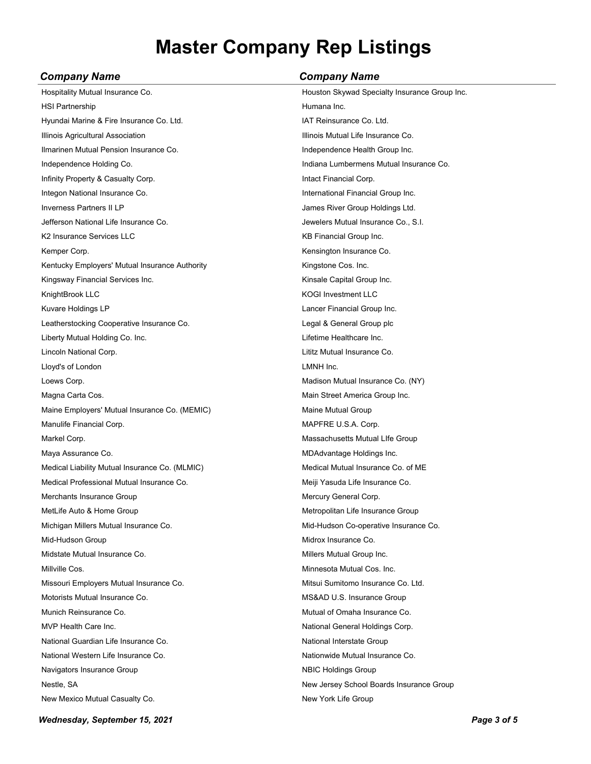# Master Company Rep Listings

| *Company Name* | *Company Name* |
|---|---|
| Hospitality Mutual Insurance Co. | Houston Skywad Specialty Insurance Group Inc. |
| HSI Partnership | Humana Inc. |
| Hyundai Marine & Fire Insurance Co. Ltd. | IAT Reinsurance Co. Ltd. |
| Illinois Agricultural Association | Illinois Mutual Life Insurance Co. |
| Ilmarinen Mutual Pension Insurance Co. | Independence Health Group Inc. |
| Independence Holding Co. | Indiana Lumbermens Mutual Insurance Co. |
| Infinity Property & Casualty Corp. | Intact Financial Corp. |
| Integon National Insurance Co. | International Financial Group Inc. |
| Inverness Partners II LP | James River Group Holdings Ltd. |
| Jefferson National Life Insurance Co. | Jewelers Mutual Insurance Co., S.I. |
| K2 Insurance Services LLC | KB Financial Group Inc. |
| Kemper Corp. | Kensington Insurance Co. |
| Kentucky Employers' Mutual Insurance Authority | Kingstone Cos. Inc. |
| Kingsway Financial Services Inc. | Kinsale Capital Group Inc. |
| KnightBrook LLC | KOGI Investment LLC |
| Kuvare Holdings LP | Lancer Financial Group Inc. |
| Leatherstocking Cooperative Insurance Co. | Legal & General Group plc |
| Liberty Mutual Holding Co. Inc. | Lifetime Healthcare Inc. |
| Lincoln National Corp. | Lititz Mutual Insurance Co. |
| Lloyd's of London | LMNH Inc. |
| Loews Corp. | Madison Mutual Insurance Co. (NY) |
| Magna Carta Cos. | Main Street America Group Inc. |
| Maine Employers' Mutual Insurance Co. (MEMIC) | Maine Mutual Group |
| Manulife Financial Corp. | MAPFRE U.S.A. Corp. |
| Markel Corp. | Massachusetts Mutual LIfe Group |
| Maya Assurance Co. | MDAdvantage Holdings Inc. |
| Medical Liability Mutual Insurance Co. (MLMIC) | Medical Mutual Insurance Co. of ME |
| Medical Professional Mutual Insurance Co. | Meiji Yasuda Life Insurance Co. |
| Merchants Insurance Group | Mercury General Corp. |
| MetLife Auto & Home Group | Metropolitan Life Insurance Group |
| Michigan Millers Mutual Insurance Co. | Mid-Hudson Co-operative Insurance Co. |
| Mid-Hudson Group | Midrox Insurance Co. |
| Midstate Mutual Insurance Co. | Millers Mutual Group Inc. |
| Millville Cos. | Minnesota Mutual Cos. Inc. |
| Missouri Employers Mutual Insurance Co. | Mitsui Sumitomo Insurance Co. Ltd. |
| Motorists Mutual Insurance Co. | MS&AD U.S. Insurance Group |
| Munich Reinsurance Co. | Mutual of Omaha Insurance Co. |
| MVP Health Care Inc. | National General Holdings Corp. |
| National Guardian Life Insurance Co. | National Interstate Group |
| National Western Life Insurance Co. | Nationwide Mutual Insurance Co. |
| Navigators Insurance Group | NBIC Holdings Group |
| Nestle, SA | New Jersey School Boards Insurance Group |
| New Mexico Mutual Casualty Co. | New York Life Group |

*Wednesday, September 15, 2021*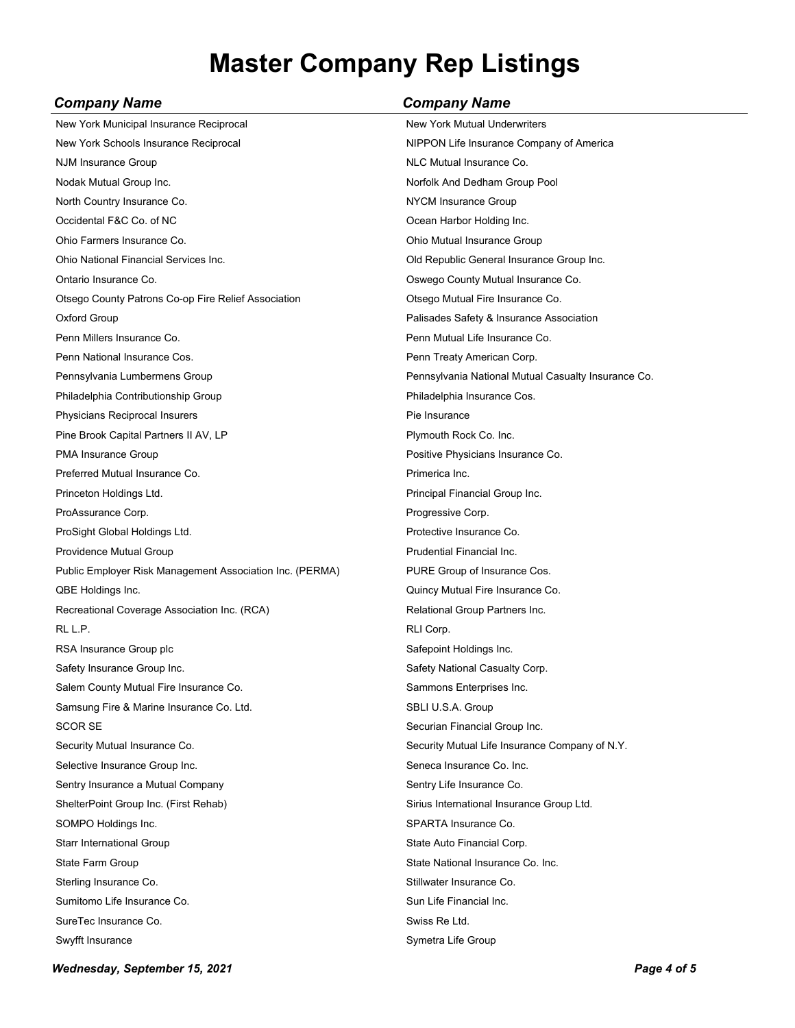# Master Company Rep Listings

| *Company Name* | *Company Name* |
|---|---|
| New York Municipal Insurance Reciprocal | New York Mutual Underwriters |
| New York Schools Insurance Reciprocal | NIPPON Life Insurance Company of America |
| NJM Insurance Group | NLC Mutual Insurance Co. |
| Nodak Mutual Group Inc. | Norfolk And Dedham Group Pool |
| North Country Insurance Co. | NYCM Insurance Group |
| Occidental F&C Co. of NC | Ocean Harbor Holding Inc. |
| Ohio Farmers Insurance Co. | Ohio Mutual Insurance Group |
| Ohio National Financial Services Inc. | Old Republic General Insurance Group Inc. |
| Ontario Insurance Co. | Oswego County Mutual Insurance Co. |
| Otsego County Patrons Co-op Fire Relief Association | Otsego Mutual Fire Insurance Co. |
| Oxford Group | Palisades Safety & Insurance Association |
| Penn Millers Insurance Co. | Penn Mutual Life Insurance Co. |
| Penn National Insurance Cos. | Penn Treaty American Corp. |
| Pennsylvania Lumbermens Group | Pennsylvania National Mutual Casualty Insurance Co. |
| Philadelphia Contributionship Group | Philadelphia Insurance Cos. |
| Physicians Reciprocal Insurers | Pie Insurance |
| Pine Brook Capital Partners II AV, LP | Plymouth Rock Co. Inc. |
| PMA Insurance Group | Positive Physicians Insurance Co. |
| Preferred Mutual Insurance Co. | Primerica Inc. |
| Princeton Holdings Ltd. | Principal Financial Group Inc. |
| ProAssurance Corp. | Progressive Corp. |
| ProSight Global Holdings Ltd. | Protective Insurance Co. |
| Providence Mutual Group | Prudential Financial Inc. |
| Public Employer Risk Management Association Inc. (PERMA) | PURE Group of Insurance Cos. |
| QBE Holdings Inc. | Quincy Mutual Fire Insurance Co. |
| Recreational Coverage Association Inc. (RCA) | Relational Group Partners Inc. |
| RL L.P. | RLI Corp. |
| RSA Insurance Group plc | Safepoint Holdings Inc. |
| Safety Insurance Group Inc. | Safety National Casualty Corp. |
| Salem County Mutual Fire Insurance Co. | Sammons Enterprises Inc. |
| Samsung Fire & Marine Insurance Co. Ltd. | SBLI U.S.A. Group |
| SCOR SE | Securian Financial Group Inc. |
| Security Mutual Insurance Co. | Security Mutual Life Insurance Company of N.Y. |
| Selective Insurance Group Inc. | Seneca Insurance Co. Inc. |
| Sentry Insurance a Mutual Company | Sentry Life Insurance Co. |
| ShelterPoint Group Inc. (First Rehab) | Sirius International Insurance Group Ltd. |
| SOMPO Holdings Inc. | SPARTA Insurance Co. |
| Starr International Group | State Auto Financial Corp. |
| State Farm Group | State National Insurance Co. Inc. |
| Sterling Insurance Co. | Stillwater Insurance Co. |
| Sumitomo Life Insurance Co. | Sun Life Financial Inc. |
| SureTec Insurance Co. | Swiss Re Ltd. |
| Swyfft Insurance | Symetra Life Group |

*Wednesday, September 15, 2021*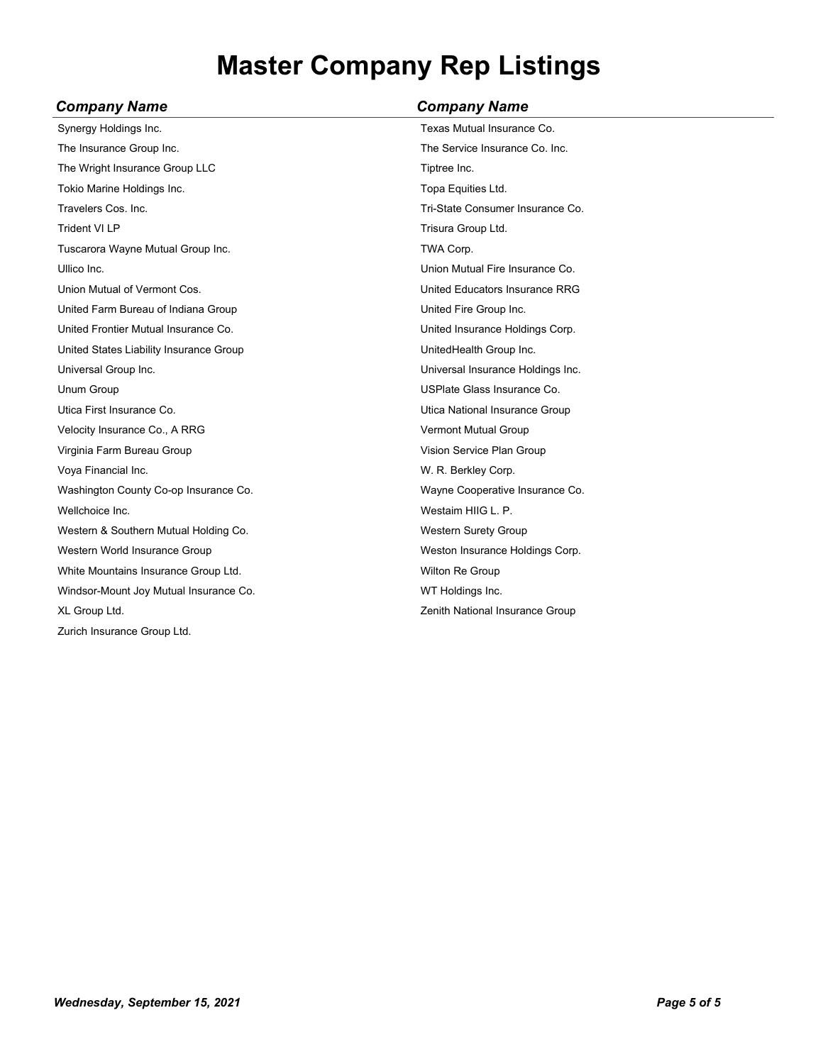# Master Company Rep Listings

| *Company Name* | *Company Name* |
|---|---|
| Synergy Holdings Inc. | Texas Mutual Insurance Co. |
| The Insurance Group Inc. | The Service Insurance Co. Inc. |
| The Wright Insurance Group LLC | Tiptree Inc. |
| Tokio Marine Holdings Inc. | Topa Equities Ltd. |
| Travelers Cos. Inc. | Tri-State Consumer Insurance Co. |
| Trident VI LP | Trisura Group Ltd. |
| Tuscarora Wayne Mutual Group Inc. | TWA Corp. |
| Ullico Inc. | Union Mutual Fire Insurance Co. |
| Union Mutual of Vermont Cos. | United Educators Insurance RRG |
| United Farm Bureau of Indiana Group | United Fire Group Inc. |
| United Frontier Mutual Insurance Co. | United Insurance Holdings Corp. |
| United States Liability Insurance Group | UnitedHealth Group Inc. |
| Universal Group Inc. | Universal Insurance Holdings Inc. |
| Unum Group | USPlate Glass Insurance Co. |
| Utica First Insurance Co. | Utica National Insurance Group |
| Velocity Insurance Co., A RRG | Vermont Mutual Group |
| Virginia Farm Bureau Group | Vision Service Plan Group |
| Voya Financial Inc. | W. R. Berkley Corp. |
| Washington County Co-op Insurance Co. | Wayne Cooperative Insurance Co. |
| Wellchoice Inc. | Westaim HIIG L. P. |
| Western & Southern Mutual Holding Co. | Western Surety Group |
| Western World Insurance Group | Weston Insurance Holdings Corp. |
| White Mountains Insurance Group Ltd. | Wilton Re Group |
| Windsor-Mount Joy Mutual Insurance Co. | WT Holdings Inc. |
| XL Group Ltd. | Zenith National Insurance Group |
| Zurich Insurance Group Ltd. | |

*Wednesday, September 15, 2021*